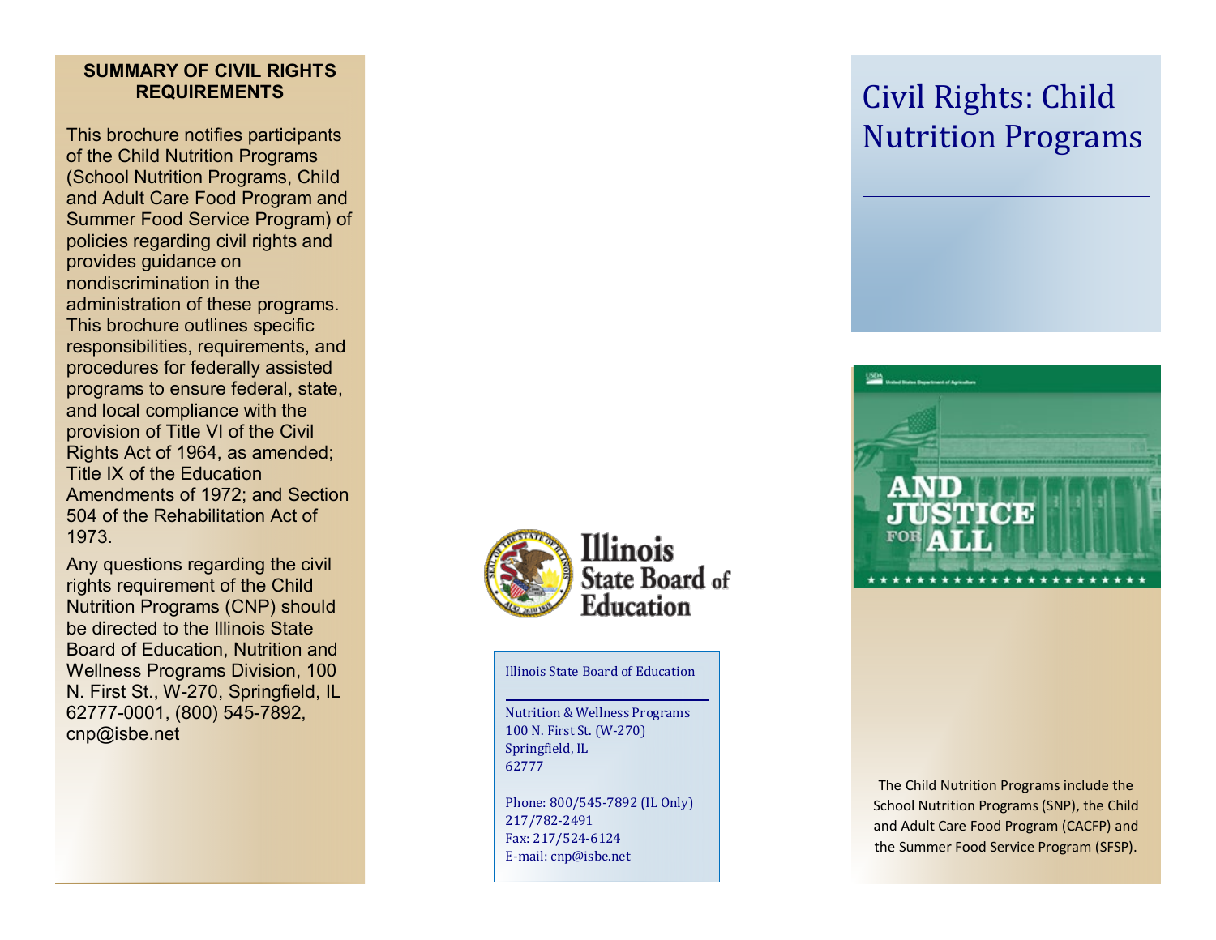## SUMMARY OF CIVIL RIGHTS REQUIREMENTS

This brochure notifies participants of the Child Nutrition Programs (School Nutrition Programs, Child and Adult Care Food Program and Summer Food Service Program) of policies regarding civil rights and provides guidance on nondiscrimination in the administration of these programs. This brochure outlines specific responsibilities, requirements, and procedures for federally assisted programs to ensure federal, state, and local compliance with the provision of Title VI of the Civil Rights Act of 1964, as amended; Title IX of the Education Amendments of 1972; and Section 504 of the Rehabilitation Act of 1973.

Any questions regarding the civil rights requirement of the Child Nutrition Programs (CNP) should be directed to the Illinois State Board of Education, Nutrition and Wellness Programs Division, 100 N. First St., W-270, Springfield, IL 62777-0001, (800) 545-7892, cnp@isbe.net

Illinois State Board of Education

Illinois State Board of Education

Nutrition & Wellness Programs
100 N. First St. (W-270)
Springfield, IL
62777

Phone: 800/545-7892 (IL Only)
217/782-2491
Fax: 217/524-6124
E-mail: cnp@isbe.net

# Civil Rights: Child Nutrition Programs

AND JUSTICE FOR ALL

The Child Nutrition Programs include the School Nutrition Programs (SNP), the Child and Adult Care Food Program (CACFP) and the Summer Food Service Program (SFSP).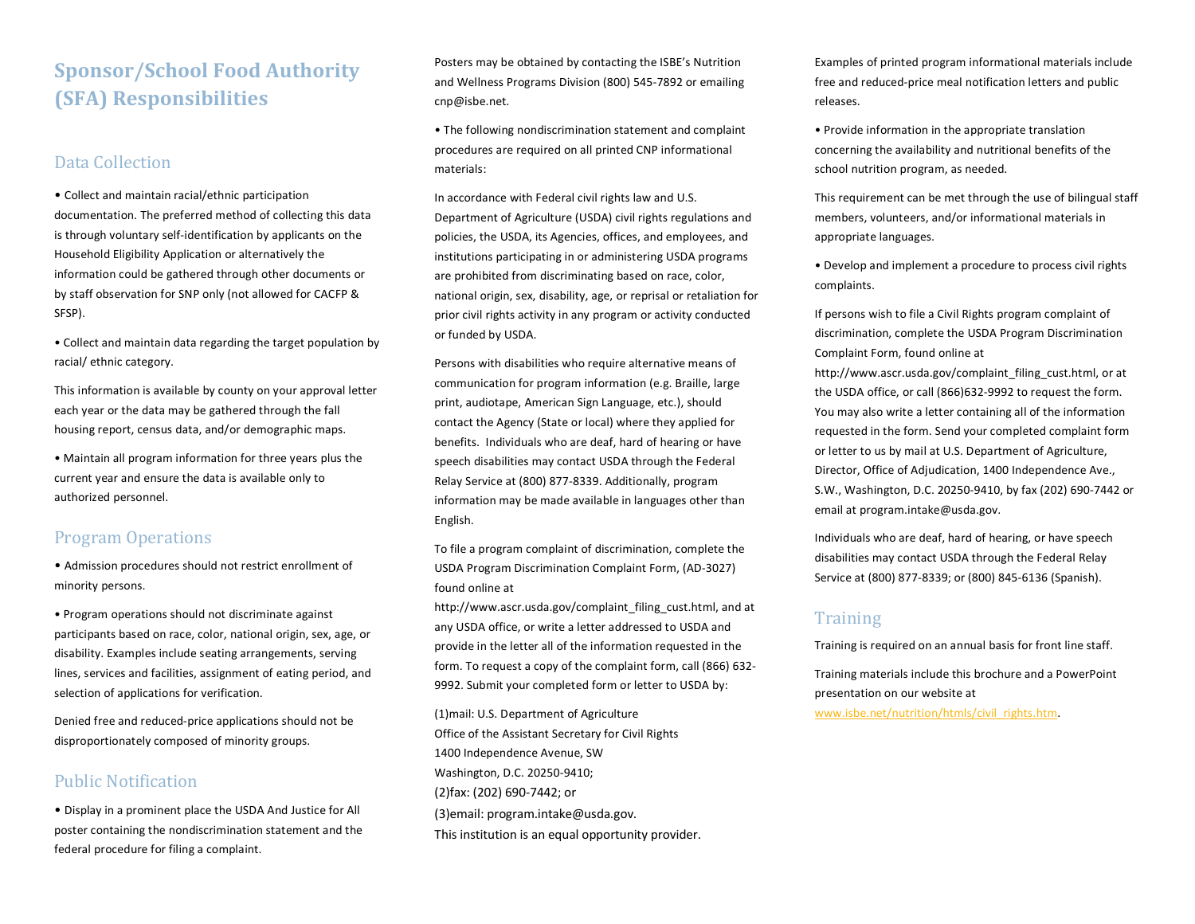# Sponsor/School Food Authority (SFA) Responsibilities

## Data Collection

- Collect and maintain racial/ethnic participation documentation. The preferred method of collecting this data is through voluntary self-identification by applicants on the Household Eligibility Application or alternatively the information could be gathered through other documents or by staff observation for SNP only (not allowed for CACFP & SFSP).

- Collect and maintain data regarding the target population by racial/ ethnic category.

This information is available by county on your approval letter each year or the data may be gathered through the fall housing report, census data, and/or demographic maps.

- Maintain all program information for three years plus the current year and ensure the data is available only to authorized personnel.

## Program Operations

- Admission procedures should not restrict enrollment of minority persons.

- Program operations should not discriminate against participants based on race, color, national origin, sex, age, or disability. Examples include seating arrangements, serving lines, services and facilities, assignment of eating period, and selection of applications for verification.

Denied free and reduced-price applications should not be disproportionately composed of minority groups.

## Public Notification

- Display in a prominent place the USDA And Justice for All poster containing the nondiscrimination statement and the federal procedure for filing a complaint.

Posters may be obtained by contacting the ISBE's Nutrition and Wellness Programs Division (800) 545-7892 or emailing cnp@isbe.net.

- The following nondiscrimination statement and complaint procedures are required on all printed CNP informational materials:

In accordance with Federal civil rights law and U.S. Department of Agriculture (USDA) civil rights regulations and policies, the USDA, its Agencies, offices, and employees, and institutions participating in or administering USDA programs are prohibited from discriminating based on race, color, national origin, sex, disability, age, or reprisal or retaliation for prior civil rights activity in any program or activity conducted or funded by USDA.

Persons with disabilities who require alternative means of communication for program information (e.g. Braille, large print, audiotape, American Sign Language, etc.), should contact the Agency (State or local) where they applied for benefits. Individuals who are deaf, hard of hearing or have speech disabilities may contact USDA through the Federal Relay Service at (800) 877-8339. Additionally, program information may be made available in languages other than English.

To file a program complaint of discrimination, complete the USDA Program Discrimination Complaint Form, (AD-3027) found online at http://www.ascr.usda.gov/complaint_filing_cust.html, and at any USDA office, or write a letter addressed to USDA and provide in the letter all of the information requested in the form. To request a copy of the complaint form, call (866) 632-9992. Submit your completed form or letter to USDA by:

(1)mail: U.S. Department of Agriculture
Office of the Assistant Secretary for Civil Rights
1400 Independence Avenue, SW
Washington, D.C. 20250-9410;
(2)fax: (202) 690-7442; or
(3)email: program.intake@usda.gov.
This institution is an equal opportunity provider.

Examples of printed program informational materials include free and reduced-price meal notification letters and public releases.

- Provide information in the appropriate translation concerning the availability and nutritional benefits of the school nutrition program, as needed.

This requirement can be met through the use of bilingual staff members, volunteers, and/or informational materials in appropriate languages.

- Develop and implement a procedure to process civil rights complaints.

If persons wish to file a Civil Rights program complaint of discrimination, complete the USDA Program Discrimination Complaint Form, found online at http://www.ascr.usda.gov/complaint_filing_cust.html, or at the USDA office, or call (866)632-9992 to request the form. You may also write a letter containing all of the information requested in the form. Send your completed complaint form or letter to us by mail at U.S. Department of Agriculture, Director, Office of Adjudication, 1400 Independence Ave., S.W., Washington, D.C. 20250-9410, by fax (202) 690-7442 or email at program.intake@usda.gov.

Individuals who are deaf, hard of hearing, or have speech disabilities may contact USDA through the Federal Relay Service at (800) 877-8339; or (800) 845-6136 (Spanish).

## Training

Training is required on an annual basis for front line staff.

Training materials include this brochure and a PowerPoint presentation on our website at www.isbe.net/nutrition/htmls/civil_rights.htm.